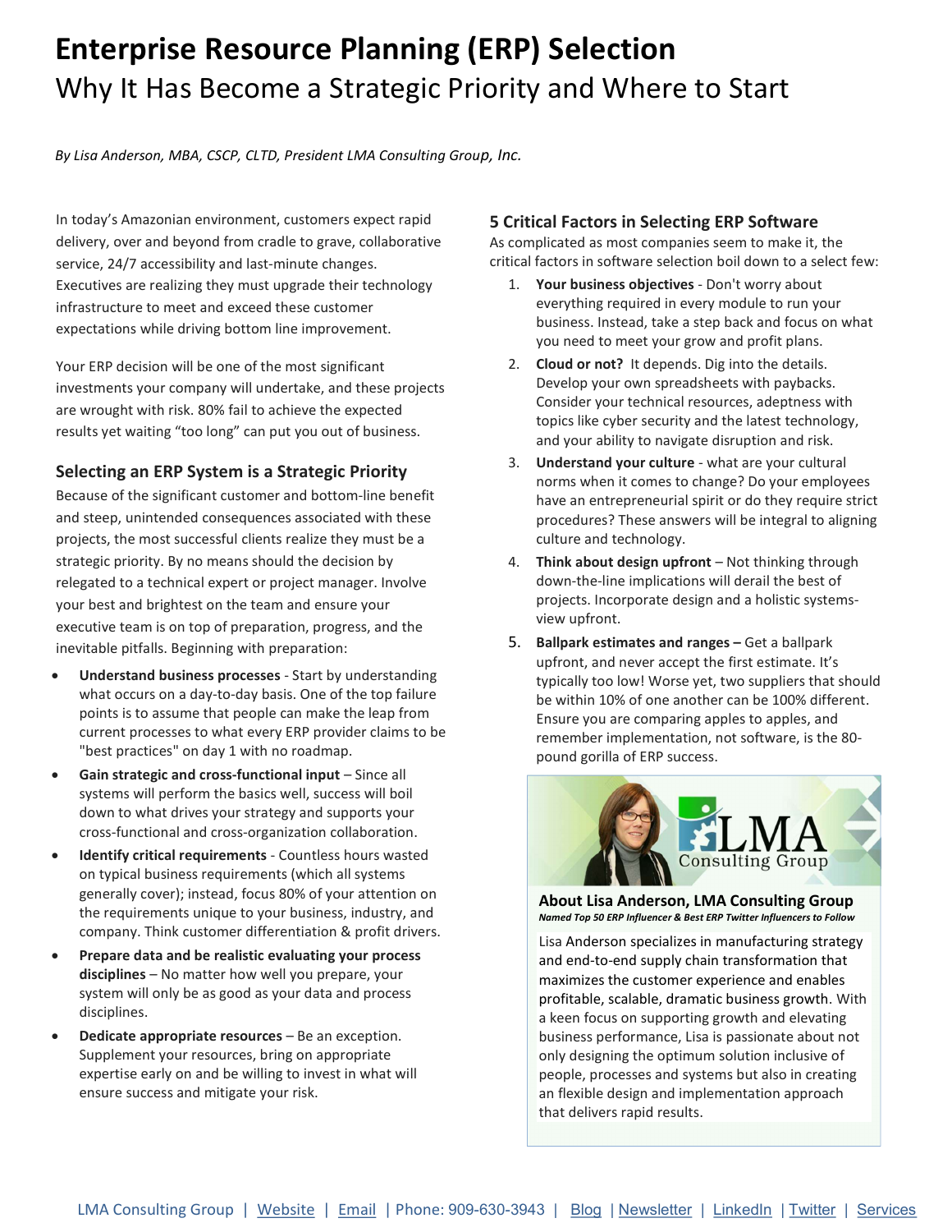# Enterprise Resource Planning (ERP) Selection

## Why It Has Become a Strategic Priority and Where to Start

*By Lisa Anderson, MBA, CSCP, CLTD, President LMA Consulting Group, Inc.*

In today's Amazonian environment, customers expect rapid delivery, over and beyond from cradle to grave, collaborative service, 24/7 accessibility and last-minute changes. Executives are realizing they must upgrade their technology infrastructure to meet and exceed these customer expectations while driving bottom line improvement.

Your ERP decision will be one of the most significant investments your company will undertake, and these projects are wrought with risk. 80% fail to achieve the expected results yet waiting "too long" can put you out of business.

### Selecting an ERP System is a Strategic Priority

Because of the significant customer and bottom-line benefit and steep, unintended consequences associated with these projects, the most successful clients realize they must be a strategic priority. By no means should the decision by relegated to a technical expert or project manager. Involve your best and brightest on the team and ensure your executive team is on top of preparation, progress, and the inevitable pitfalls. Beginning with preparation:

- **Understand business processes** - Start by understanding what occurs on a day-to-day basis. One of the top failure points is to assume that people can make the leap from current processes to what every ERP provider claims to be "best practices" on day 1 with no roadmap.
- **Gain strategic and cross-functional input** – Since all systems will perform the basics well, success will boil down to what drives your strategy and supports your cross-functional and cross-organization collaboration.
- **Identify critical requirements** - Countless hours wasted on typical business requirements (which all systems generally cover); instead, focus 80% of your attention on the requirements unique to your business, industry, and company. Think customer differentiation & profit drivers.
- **Prepare data and be realistic evaluating your process disciplines** – No matter how well you prepare, your system will only be as good as your data and process disciplines.
- **Dedicate appropriate resources** – Be an exception. Supplement your resources, bring on appropriate expertise early on and be willing to invest in what will ensure success and mitigate your risk.

### 5 Critical Factors in Selecting ERP Software

As complicated as most companies seem to make it, the critical factors in software selection boil down to a select few:

1. **Your business objectives** - Don't worry about everything required in every module to run your business. Instead, take a step back and focus on what you need to meet your grow and profit plans.
2. **Cloud or not?** It depends. Dig into the details. Develop your own spreadsheets with paybacks. Consider your technical resources, adeptness with topics like cyber security and the latest technology, and your ability to navigate disruption and risk.
3. **Understand your culture** - what are your cultural norms when it comes to change? Do your employees have an entrepreneurial spirit or do they require strict procedures? These answers will be integral to aligning culture and technology.
4. **Think about design upfront** – Not thinking through down-the-line implications will derail the best of projects. Incorporate design and a holistic systems-view upfront.
5. **Ballpark estimates and ranges –** Get a ballpark upfront, and never accept the first estimate. It's typically too low! Worse yet, two suppliers that should be within 10% of one another can be 100% different. Ensure you are comparing apples to apples, and remember implementation, not software, is the 80-pound gorilla of ERP success.

#### About Lisa Anderson, LMA Consulting Group

***Named Top 50 ERP Influencer & Best ERP Twitter Influencers to Follow***

Lisa Anderson specializes in manufacturing strategy and end-to-end supply chain transformation that maximizes the customer experience and enables profitable, scalable, dramatic business growth. With a keen focus on supporting growth and elevating business performance, Lisa is passionate about not only designing the optimum solution inclusive of people, processes and systems but also in creating an flexible design and implementation approach that delivers rapid results.

LMA Consulting Group | Website | Email | Phone: 909-630-3943 | Blog | Newsletter | LinkedIn | Twitter | Services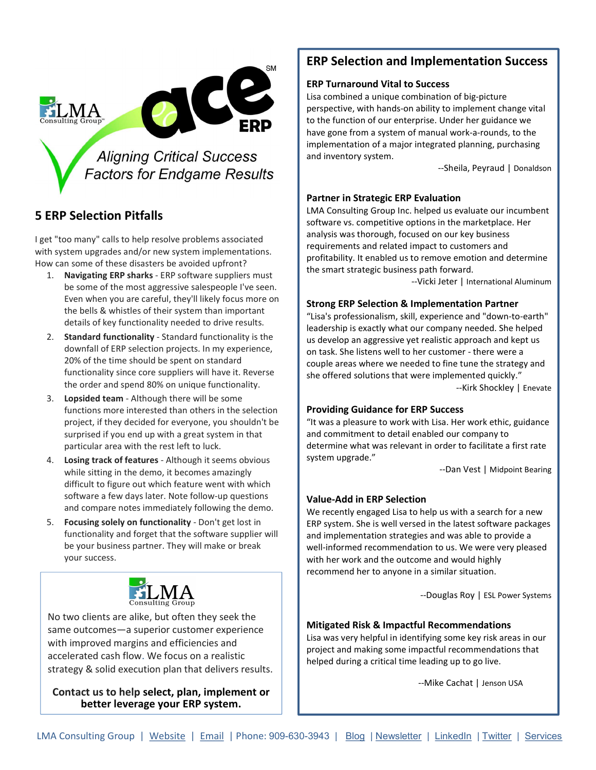LMA Consulting Group

ace ERP SM

*Aligning Critical Success Factors for Endgame Results*

## 5 ERP Selection Pitfalls

I get "too many" calls to help resolve problems associated with system upgrades and/or new system implementations. How can some of these disasters be avoided upfront?

1. **Navigating ERP sharks** - ERP software suppliers must be some of the most aggressive salespeople I've seen. Even when you are careful, they'll likely focus more on the bells & whistles of their system than important details of key functionality needed to drive results.
2. **Standard functionality** - Standard functionality is the downfall of ERP selection projects. In my experience, 20% of the time should be spent on standard functionality since core suppliers will have it. Reverse the order and spend 80% on unique functionality.
3. **Lopsided team** - Although there will be some functions more interested than others in the selection project, if they decided for everyone, you shouldn't be surprised if you end up with a great system in that particular area with the rest left to luck.
4. **Losing track of features** - Although it seems obvious while sitting in the demo, it becomes amazingly difficult to figure out which feature went with which software a few days later. Note follow-up questions and compare notes immediately following the demo.
5. **Focusing solely on functionality** - Don't get lost in functionality and forget that the software supplier will be your business partner. They will make or break your success.

LMA Consulting Group

No two clients are alike, but often they seek the same outcomes—a superior customer experience with improved margins and efficiencies and accelerated cash flow. We focus on a realistic strategy & solid execution plan that delivers results.

**Contact us to help select, plan, implement or better leverage your ERP system.**

## ERP Selection and Implementation Success

### ERP Turnaround Vital to Success

Lisa combined a unique combination of big-picture perspective, with hands-on ability to implement change vital to the function of our enterprise. Under her guidance we have gone from a system of manual work-a-rounds, to the implementation of a major integrated planning, purchasing and inventory system.

--Sheila, Peyraud | Donaldson

### Partner in Strategic ERP Evaluation

LMA Consulting Group Inc. helped us evaluate our incumbent software vs. competitive options in the marketplace. Her analysis was thorough, focused on our key business requirements and related impact to customers and profitability. It enabled us to remove emotion and determine the smart strategic business path forward.

--Vicki Jeter | International Aluminum

### Strong ERP Selection & Implementation Partner

"Lisa's professionalism, skill, experience and "down-to-earth" leadership is exactly what our company needed. She helped us develop an aggressive yet realistic approach and kept us on task. She listens well to her customer - there were a couple areas where we needed to fine tune the strategy and she offered solutions that were implemented quickly."

--Kirk Shockley | Enevate

### Providing Guidance for ERP Success

"It was a pleasure to work with Lisa. Her work ethic, guidance and commitment to detail enabled our company to determine what was relevant in order to facilitate a first rate system upgrade."

--Dan Vest | Midpoint Bearing

### Value-Add in ERP Selection

We recently engaged Lisa to help us with a search for a new ERP system. She is well versed in the latest software packages and implementation strategies and was able to provide a well-informed recommendation to us. We were very pleased with her work and the outcome and would highly recommend her to anyone in a similar situation.

--Douglas Roy | ESL Power Systems

### Mitigated Risk & Impactful Recommendations

Lisa was very helpful in identifying some key risk areas in our project and making some impactful recommendations that helped during a critical time leading up to go live.

--Mike Cachat | Jenson USA

LMA Consulting Group | Website | Email | Phone: 909-630-3943 | Blog | Newsletter | LinkedIn | Twitter | Services